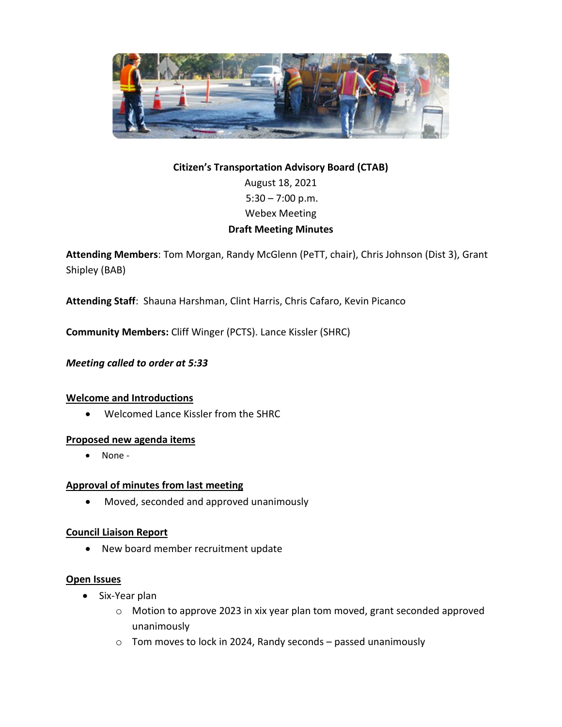**Citizen's Transportation Advisory Board (CTAB)**

August 18, 2021

5:30 – 7:00 p.m.

Webex Meeting

**Draft Meeting Minutes**

**Attending Members**: Tom Morgan, Randy McGlenn (PeTT, chair), Chris Johnson (Dist 3), Grant Shipley (BAB)

**Attending Staff**: Shauna Harshman, Clint Harris, Chris Cafaro, Kevin Picanco

**Community Members:** Cliff Winger (PCTS). Lance Kissler (SHRC)

***Meeting called to order at 5:33***

**Welcome and Introductions**

- Welcomed Lance Kissler from the SHRC

**Proposed new agenda items**

- None -

**Approval of minutes from last meeting**

- Moved, seconded and approved unanimously

**Council Liaison Report**

- New board member recruitment update

**Open Issues**

- Six-Year plan
    - Motion to approve 2023 in xix year plan tom moved, grant seconded approved unanimously
    - Tom moves to lock in 2024, Randy seconds – passed unanimously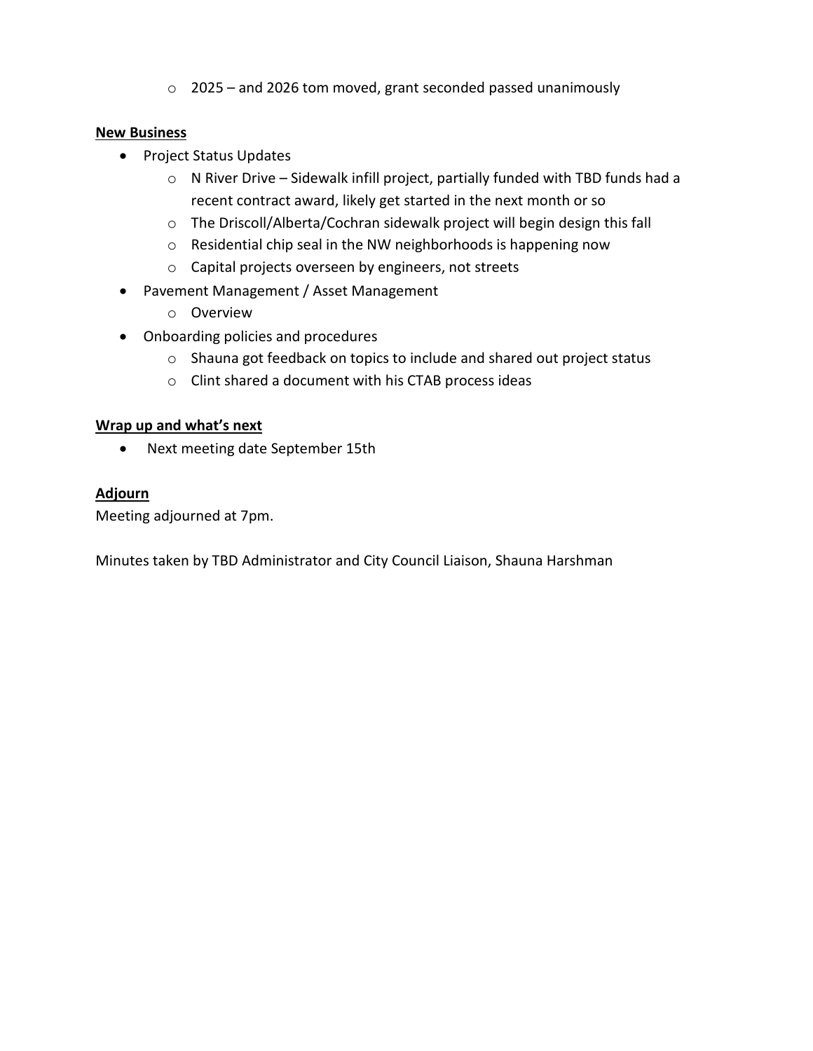- 2025 – and 2026 tom moved, grant seconded passed unanimously

**New Business**

- Project Status Updates
  - N River Drive – Sidewalk infill project, partially funded with TBD funds had a recent contract award, likely get started in the next month or so
  - The Driscoll/Alberta/Cochran sidewalk project will begin design this fall
  - Residential chip seal in the NW neighborhoods is happening now
  - Capital projects overseen by engineers, not streets
- Pavement Management / Asset Management
  - Overview
- Onboarding policies and procedures
  - Shauna got feedback on topics to include and shared out project status
  - Clint shared a document with his CTAB process ideas

**Wrap up and what's next**

- Next meeting date September 15th

**Adjourn**

Meeting adjourned at 7pm.

Minutes taken by TBD Administrator and City Council Liaison, Shauna Harshman